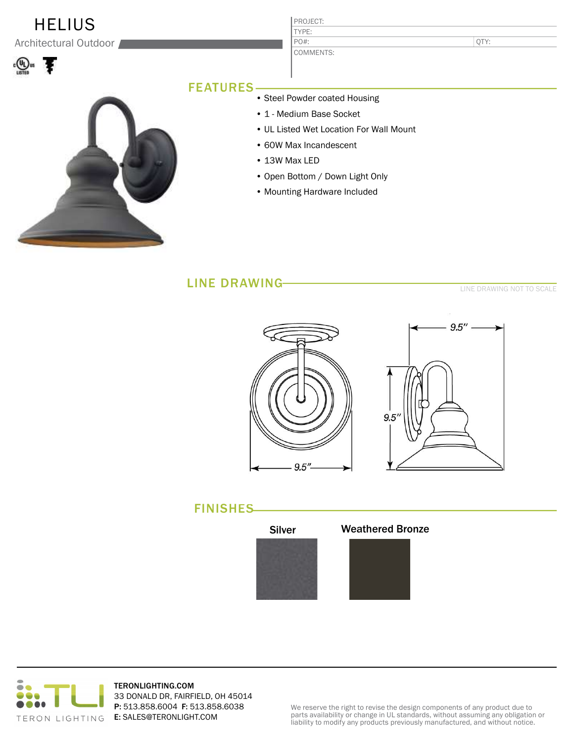# HELIUS

Architectural Outdoor

| PROJECT: | |
|---|---|
| TYPE: | |
| PO#: | QTY: |
| COMMENTS: | |

## FEATURES

- Steel Powder coated Housing
- 1 - Medium Base Socket
- UL Listed Wet Location For Wall Mount
- 60W Max Incandescent
- 13W Max LED
- Open Bottom / Down Light Only
- Mounting Hardware Included

## LINE DRAWING

LINE DRAWING NOT TO SCALE

9.5″

9.5″

9.5″

## FINISHES

Silver

Weathered Bronze

TERON LIGHTING

**TERONLIGHTING.COM**
33 DONALD DR, FAIRFIELD, OH 45014
**P:** 513.858.6004 **F:** 513.858.6038
**E:** SALES@TERONLIGHT.COM

We reserve the right to revise the design components of any product due to parts availability or change in UL standards, without assuming any obligation or liability to modify any products previously manufactured, and without notice.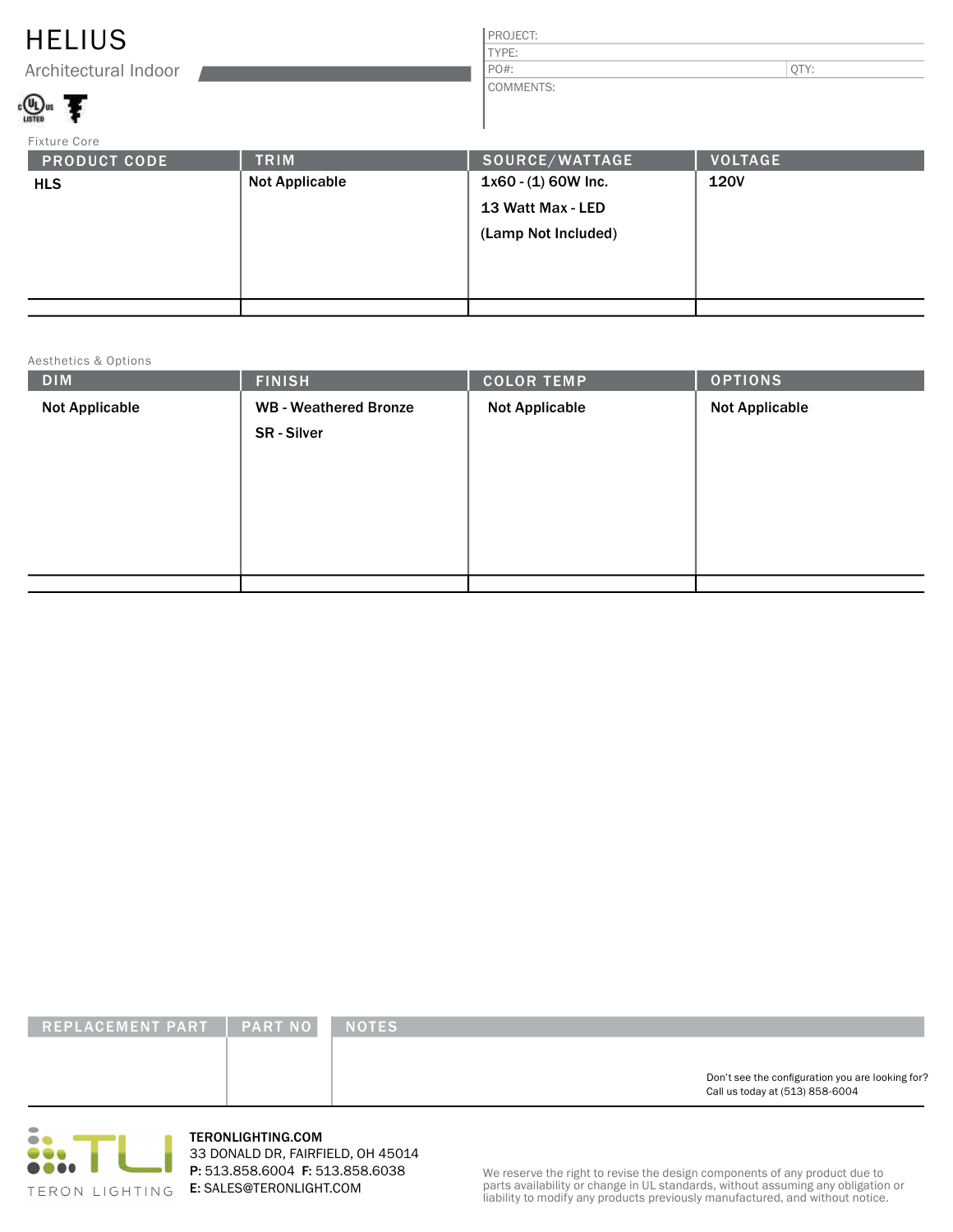# HELIUS

Architectural Indoor

| PROJECT: | |
|---|---|
| TYPE: | |
| PO#: | QTY: |
| COMMENTS: | |

Fixture Core

| PRODUCT CODE | TRIM | SOURCE/WATTAGE | VOLTAGE |
|---|---|---|---|
| **HLS** | **Not Applicable** | **1x60 - (1) 60W Inc.**<br>**13 Watt Max - LED**<br>**(Lamp Not Included)** | **120V** |
| | | | |

Aesthetics & Options

| DIM | FINISH | COLOR TEMP | OPTIONS |
|---|---|---|---|
| **Not Applicable** | **WB - Weathered Bronze**<br>**SR - Silver** | **Not Applicable** | **Not Applicable** |
| | | | |

| REPLACEMENT PART | PART NO | NOTES |
|---|---|---|
| | | Don't see the configuration you are looking for? Call us today at (513) 858-6004 |

TERON LIGHTING

**TERONLIGHTING.COM**
33 DONALD DR, FAIRFIELD, OH 45014
**P:** 513.858.6004 **F:** 513.858.6038
**E:** SALES@TERONLIGHT.COM

We reserve the right to revise the design components of any product due to parts availability or change in UL standards, without assuming any obligation or liability to modify any products previously manufactured, and without notice.